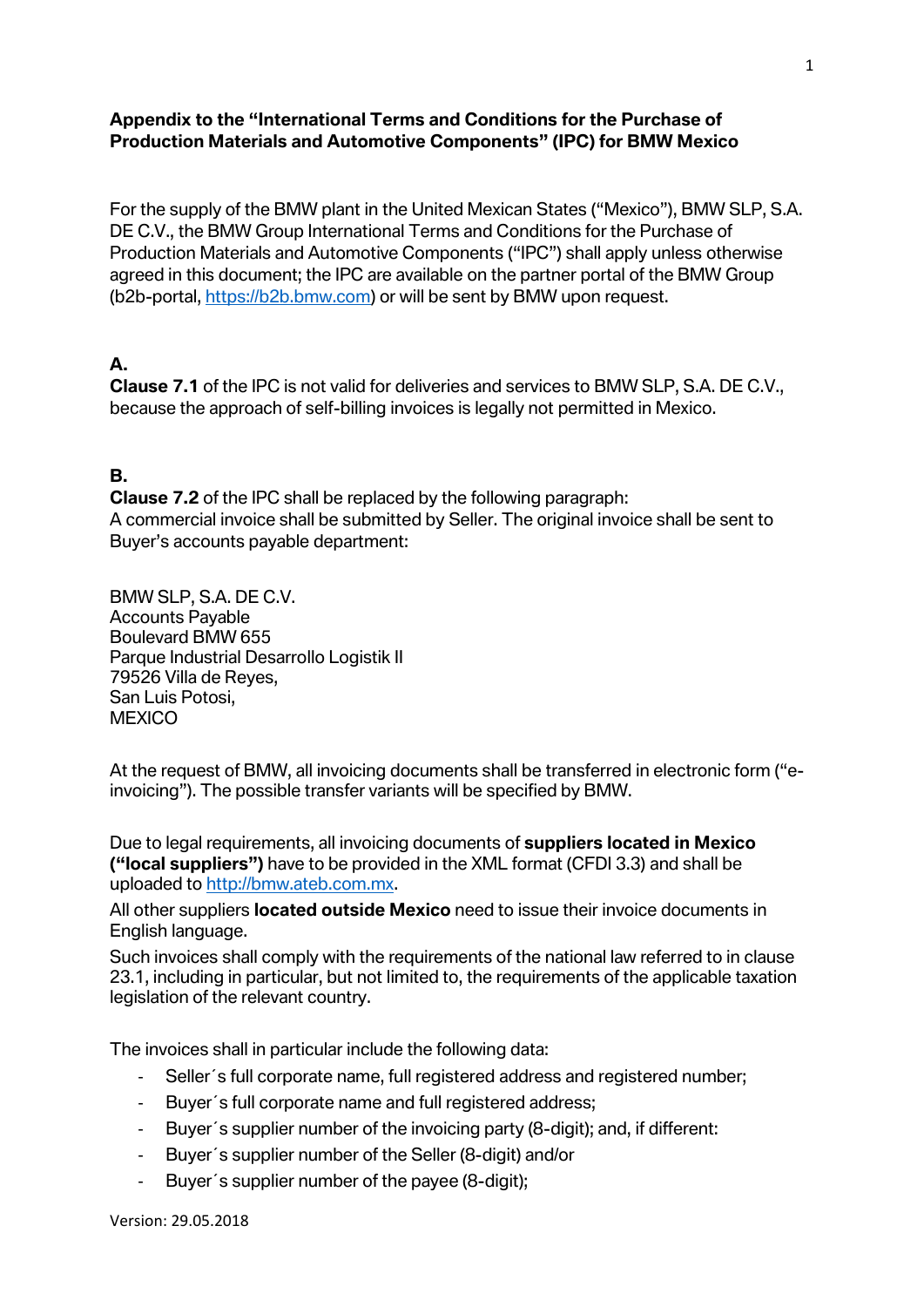**Appendix to the "International Terms and Conditions for the Purchase of Production Materials and Automotive Components" (IPC) for BMW Mexico**

For the supply of the BMW plant in the United Mexican States ("Mexico"), BMW SLP, S.A. DE C.V., the BMW Group International Terms and Conditions for the Purchase of Production Materials and Automotive Components ("IPC") shall apply unless otherwise agreed in this document; the IPC are available on the partner portal of the BMW Group (b2b-portal, https://b2b.bmw.com) or will be sent by BMW upon request.

**A.**

**Clause 7.1** of the IPC is not valid for deliveries and services to BMW SLP, S.A. DE C.V., because the approach of self-billing invoices is legally not permitted in Mexico.

**B.**

**Clause 7.2** of the IPC shall be replaced by the following paragraph:
A commercial invoice shall be submitted by Seller. The original invoice shall be sent to Buyer's accounts payable department:

BMW SLP, S.A. DE C.V.
Accounts Payable
Boulevard BMW 655
Parque Industrial Desarrollo Logistik II
79526 Villa de Reyes,
San Luis Potosi,
MEXICO

At the request of BMW, all invoicing documents shall be transferred in electronic form ("e-invoicing"). The possible transfer variants will be specified by BMW.

Due to legal requirements, all invoicing documents of **suppliers located in Mexico ("local suppliers")** have to be provided in the XML format (CFDI 3.3) and shall be uploaded to http://bmw.ateb.com.mx.

All other suppliers **located outside Mexico** need to issue their invoice documents in English language.

Such invoices shall comply with the requirements of the national law referred to in clause 23.1, including in particular, but not limited to, the requirements of the applicable taxation legislation of the relevant country.

The invoices shall in particular include the following data:

- Seller´s full corporate name, full registered address and registered number;
- Buyer´s full corporate name and full registered address;
- Buyer´s supplier number of the invoicing party (8-digit); and, if different:
- Buyer´s supplier number of the Seller (8-digit) and/or
- Buyer´s supplier number of the payee (8-digit);

Version: 29.05.2018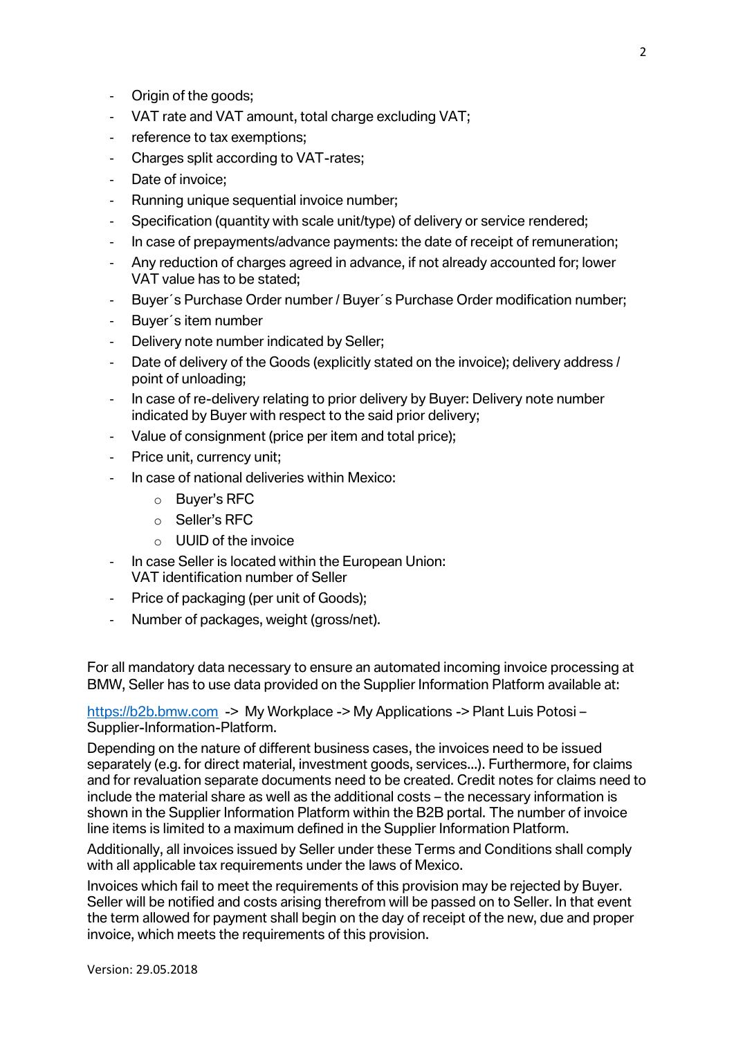- Origin of the goods;
- VAT rate and VAT amount, total charge excluding VAT;
- reference to tax exemptions;
- Charges split according to VAT-rates;
- Date of invoice;
- Running unique sequential invoice number;
- Specification (quantity with scale unit/type) of delivery or service rendered;
- In case of prepayments/advance payments: the date of receipt of remuneration;
- Any reduction of charges agreed in advance, if not already accounted for; lower VAT value has to be stated;
- Buyer´s Purchase Order number / Buyer´s Purchase Order modification number;
- Buyer´s item number
- Delivery note number indicated by Seller;
- Date of delivery of the Goods (explicitly stated on the invoice); delivery address / point of unloading;
- In case of re-delivery relating to prior delivery by Buyer: Delivery note number indicated by Buyer with respect to the said prior delivery;
- Value of consignment (price per item and total price);
- Price unit, currency unit;
- In case of national deliveries within Mexico:
    - Buyer's RFC
    - Seller's RFC
    - UUID of the invoice
- In case Seller is located within the European Union: VAT identification number of Seller
- Price of packaging (per unit of Goods);
- Number of packages, weight (gross/net).

For all mandatory data necessary to ensure an automated incoming invoice processing at BMW, Seller has to use data provided on the Supplier Information Platform available at:

https://b2b.bmw.com -> My Workplace -> My Applications -> Plant Luis Potosi – Supplier-Information-Platform.

Depending on the nature of different business cases, the invoices need to be issued separately (e.g. for direct material, investment goods, services...). Furthermore, for claims and for revaluation separate documents need to be created. Credit notes for claims need to include the material share as well as the additional costs – the necessary information is shown in the Supplier Information Platform within the B2B portal. The number of invoice line items is limited to a maximum defined in the Supplier Information Platform.

Additionally, all invoices issued by Seller under these Terms and Conditions shall comply with all applicable tax requirements under the laws of Mexico.

Invoices which fail to meet the requirements of this provision may be rejected by Buyer. Seller will be notified and costs arising therefrom will be passed on to Seller. In that event the term allowed for payment shall begin on the day of receipt of the new, due and proper invoice, which meets the requirements of this provision.

Version: 29.05.2018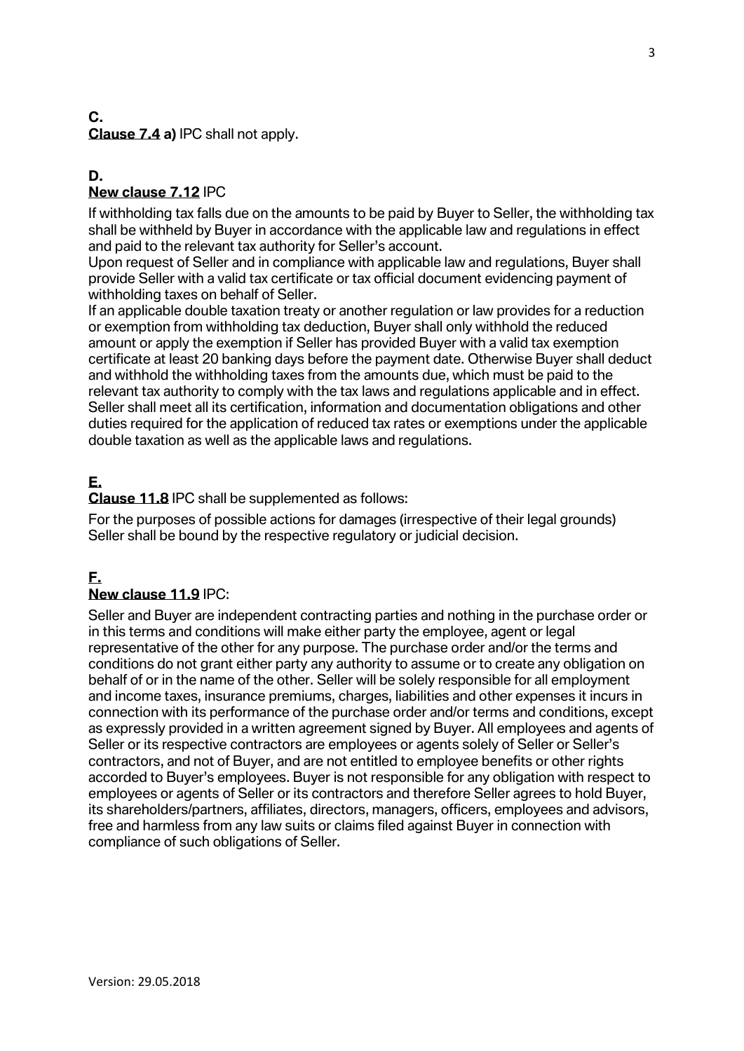**C.**

**Clause 7.4 a)** IPC shall not apply.

**D.**

**New clause 7.12** IPC

If withholding tax falls due on the amounts to be paid by Buyer to Seller, the withholding tax shall be withheld by Buyer in accordance with the applicable law and regulations in effect and paid to the relevant tax authority for Seller's account.
Upon request of Seller and in compliance with applicable law and regulations, Buyer shall provide Seller with a valid tax certificate or tax official document evidencing payment of withholding taxes on behalf of Seller.
If an applicable double taxation treaty or another regulation or law provides for a reduction or exemption from withholding tax deduction, Buyer shall only withhold the reduced amount or apply the exemption if Seller has provided Buyer with a valid tax exemption certificate at least 20 banking days before the payment date. Otherwise Buyer shall deduct and withhold the withholding taxes from the amounts due, which must be paid to the relevant tax authority to comply with the tax laws and regulations applicable and in effect. Seller shall meet all its certification, information and documentation obligations and other duties required for the application of reduced tax rates or exemptions under the applicable double taxation as well as the applicable laws and regulations.

**E.**

**Clause 11.8** IPC shall be supplemented as follows:

For the purposes of possible actions for damages (irrespective of their legal grounds) Seller shall be bound by the respective regulatory or judicial decision.

**F.**

**New clause 11.9** IPC:

Seller and Buyer are independent contracting parties and nothing in the purchase order or in this terms and conditions will make either party the employee, agent or legal representative of the other for any purpose. The purchase order and/or the terms and conditions do not grant either party any authority to assume or to create any obligation on behalf of or in the name of the other. Seller will be solely responsible for all employment and income taxes, insurance premiums, charges, liabilities and other expenses it incurs in connection with its performance of the purchase order and/or terms and conditions, except as expressly provided in a written agreement signed by Buyer. All employees and agents of Seller or its respective contractors are employees or agents solely of Seller or Seller's contractors, and not of Buyer, and are not entitled to employee benefits or other rights accorded to Buyer's employees. Buyer is not responsible for any obligation with respect to employees or agents of Seller or its contractors and therefore Seller agrees to hold Buyer, its shareholders/partners, affiliates, directors, managers, officers, employees and advisors, free and harmless from any law suits or claims filed against Buyer in connection with compliance of such obligations of Seller.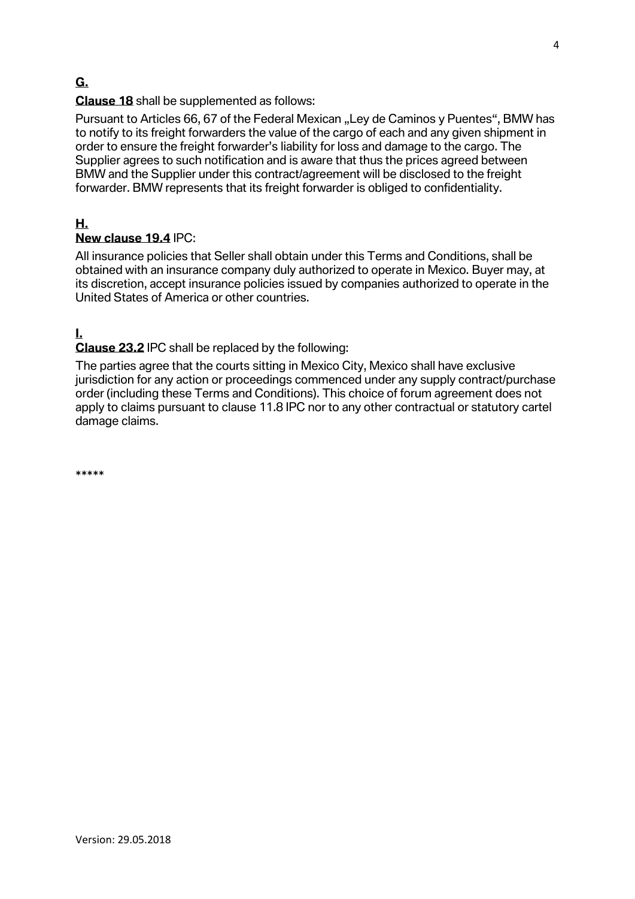**G.**

**Clause 18** shall be supplemented as follows:

Pursuant to Articles 66, 67 of the Federal Mexican „Ley de Caminos y Puentes", BMW has to notify to its freight forwarders the value of the cargo of each and any given shipment in order to ensure the freight forwarder's liability for loss and damage to the cargo. The Supplier agrees to such notification and is aware that thus the prices agreed between BMW and the Supplier under this contract/agreement will be disclosed to the freight forwarder. BMW represents that its freight forwarder is obliged to confidentiality.

**H.**

**New clause 19.4** IPC:

All insurance policies that Seller shall obtain under this Terms and Conditions, shall be obtained with an insurance company duly authorized to operate in Mexico. Buyer may, at its discretion, accept insurance policies issued by companies authorized to operate in the United States of America or other countries.

**I.**

**Clause 23.2** IPC shall be replaced by the following:

The parties agree that the courts sitting in Mexico City, Mexico shall have exclusive jurisdiction for any action or proceedings commenced under any supply contract/purchase order (including these Terms and Conditions). This choice of forum agreement does not apply to claims pursuant to clause 11.8 IPC nor to any other contractual or statutory cartel damage claims.

*****

Version: 29.05.2018